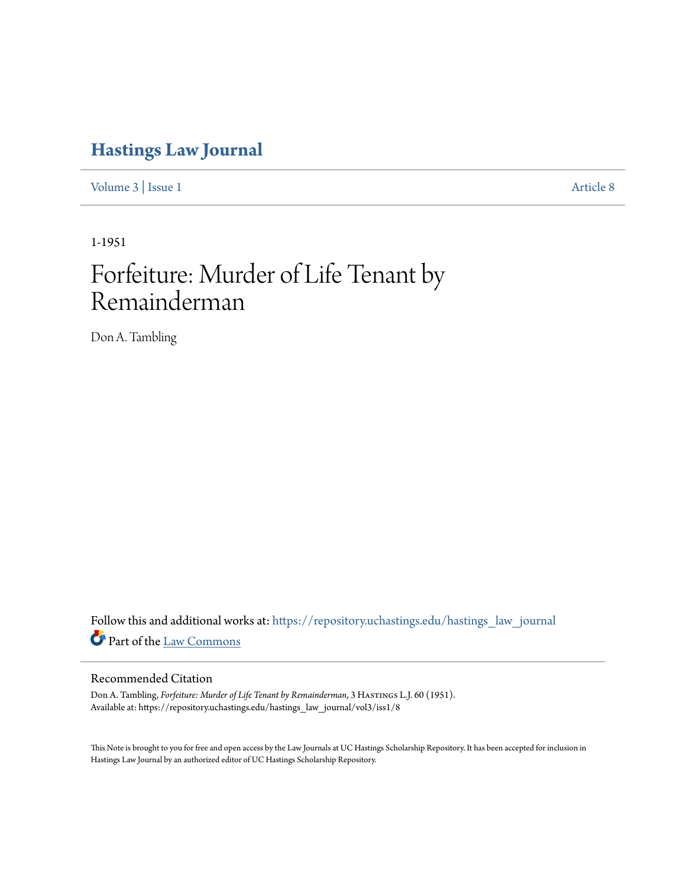# Hastings Law Journal

Volume 3 | Issue 1 Article 8

1-1951

# Forfeiture: Murder of Life Tenant by Remainderman

Don A. Tambling

Follow this and additional works at: https://repository.uchastings.edu/hastings_law_journal

Part of the Law Commons

## Recommended Citation

Don A. Tambling, *Forfeiture: Murder of Life Tenant by Remainderman*, 3 Hastings L.J. 60 (1951).
Available at: https://repository.uchastings.edu/hastings_law_journal/vol3/iss1/8

This Note is brought to you for free and open access by the Law Journals at UC Hastings Scholarship Repository. It has been accepted for inclusion in Hastings Law Journal by an authorized editor of UC Hastings Scholarship Repository.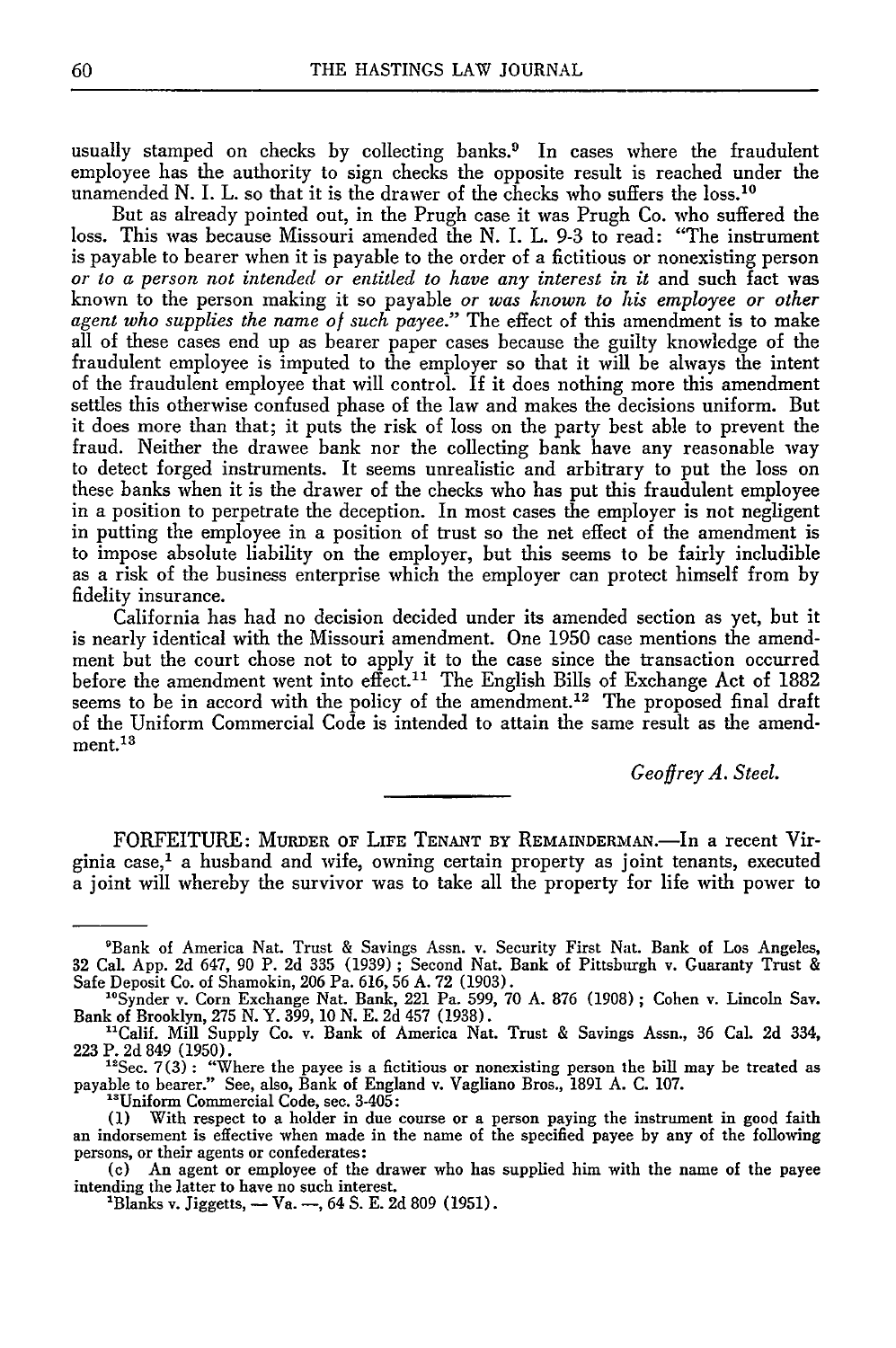usually stamped on checks by collecting banks.[9] In cases where the fraudulent employee has the authority to sign checks the opposite result is reached under the unamended N. I. L. so that it is the drawer of the checks who suffers the loss.[10]

But as already pointed out, in the Prugh case it was Prugh Co. who suffered the loss. This was because Missouri amended the N. I. L. 9-3 to read: "The instrument is payable to bearer when it is payable to the order of a fictitious or nonexisting person *or to a person not intended or entitled to have any interest in it* and such fact was known to the person making it so payable *or was known to his employee or other agent who supplies the name of such payee.*" The effect of this amendment is to make all of these cases end up as bearer paper cases because the guilty knowledge of the fraudulent employee is imputed to the employer so that it will be always the intent of the fraudulent employee that will control. If it does nothing more this amendment settles this otherwise confused phase of the law and makes the decisions uniform. But it does more than that; it puts the risk of loss on the party best able to prevent the fraud. Neither the drawee bank nor the collecting bank have any reasonable way to detect forged instruments. It seems unrealistic and arbitrary to put the loss on these banks when it is the drawer of the checks who has put this fraudulent employee in a position to perpetrate the deception. In most cases the employer is not negligent in putting the employee in a position of trust so the net effect of the amendment is to impose absolute liability on the employer, but this seems to be fairly includible as a risk of the business enterprise which the employer can protect himself from by fidelity insurance.

California has had no decision decided under its amended section as yet, but it is nearly identical with the Missouri amendment. One 1950 case mentions the amendment but the court chose not to apply it to the case since the transaction occurred before the amendment went into effect.[11] The English Bills of Exchange Act of 1882 seems to be in accord with the policy of the amendment.[12] The proposed final draft of the Uniform Commercial Code is intended to attain the same result as the amendment.[13]

*Geoffrey A. Steel.*

---

FORFEITURE: MURDER OF LIFE TENANT BY REMAINDERMAN.—In a recent Virginia case,[1] a husband and wife, owning certain property as joint tenants, executed a joint will whereby the survivor was to take all the property for life with power to

---

[9]Bank of America Nat. Trust & Savings Assn. v. Security First Nat. Bank of Los Angeles, 32 Cal. App. 2d 647, 90 P. 2d 335 (1939); Second Nat. Bank of Pittsburgh v. Guaranty Trust & Safe Deposit Co. of Shamokin, 206 Pa. 616, 56 A. 72 (1903).

[10]Synder v. Corn Exchange Nat. Bank, 221 Pa. 599, 70 A. 876 (1908); Cohen v. Lincoln Sav. Bank of Brooklyn, 275 N. Y. 399, 10 N. E. 2d 457 (1938).

[11]Calif. Mill Supply Co. v. Bank of America Nat. Trust & Savings Assn., 36 Cal. 2d 334, 223 P. 2d 849 (1950).

[12]Sec. 7(3): "Where the payee is a fictitious or nonexisting person the bill may be treated as payable to bearer." See, also, Bank of England v. Vagliano Bros., 1891 A. C. 107.

[13]Uniform Commercial Code, sec. 3-405:

(1) With respect to a holder in due course or a person paying the instrument in good faith an indorsement is effective when made in the name of the specified payee by any of the following persons, or their agents or confederates:

(c) An agent or employee of the drawer who has supplied him with the name of the payee intending the latter to have no such interest.

[1]Blanks v. Jiggetts, — Va. —, 64 S. E. 2d 809 (1951).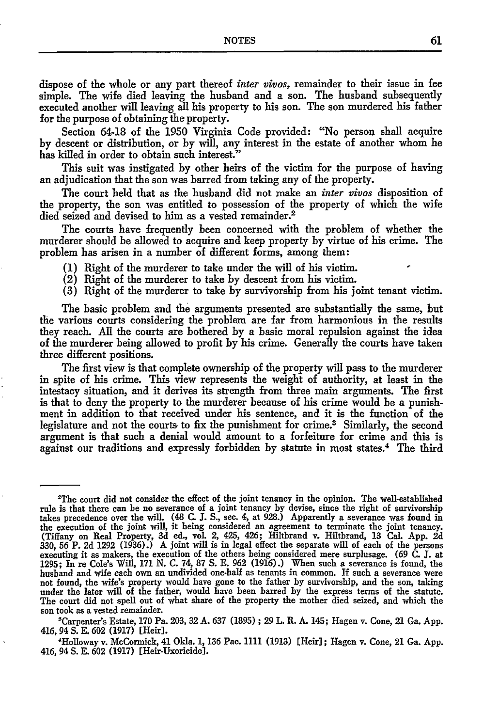dispose of the whole or any part thereof *inter vivos*, remainder to their issue in fee simple. The wife died leaving the husband and a son. The husband subsequently executed another will leaving all his property to his son. The son murdered his father for the purpose of obtaining the property.

Section 64-18 of the 1950 Virginia Code provided: "No person shall acquire by descent or distribution, or by will, any interest in the estate of another whom he has killed in order to obtain such interest."

This suit was instigated by other heirs of the victim for the purpose of having an adjudication that the son was barred from taking any of the property.

The court held that as the husband did not make an *inter vivos* disposition of the property, the son was entitled to possession of the property of which the wife died seized and devised to him as a vested remainder.[2]

The courts have frequently been concerned with the problem of whether the murderer should be allowed to acquire and keep property by virtue of his crime. The problem has arisen in a number of different forms, among them:

(1) Right of the murderer to take under the will of his victim.
(2) Right of the murderer to take by descent from his victim.
(3) Right of the murderer to take by survivorship from his joint tenant victim.

The basic problem and the arguments presented are substantially the same, but the various courts considering the problem are far from harmonious in the results they reach. All the courts are bothered by a basic moral repulsion against the idea of the murderer being allowed to profit by his crime. Generally the courts have taken three different positions.

The first view is that complete ownership of the property will pass to the murderer in spite of his crime. This view represents the weight of authority, at least in the intestacy situation, and it derives its strength from three main arguments. The first is that to deny the property to the murderer because of his crime would be a punishment in addition to that received under his sentence, and it is the function of the legislature and not the courts to fix the punishment for crime.[3] Similarly, the second argument is that such a denial would amount to a forfeiture for crime and this is against our traditions and expressly forbidden by statute in most states.[4] The third

---

[2]The court did not consider the effect of the joint tenancy in the opinion. The well-established rule is that there can be no severance of a joint tenancy by devise, since the right of survivorship takes precedence over the will. (48 C. J. S., sec. 4, at 928.) Apparently a severance was found in the execution of the joint will, it being considered an agreement to terminate the joint tenancy. (Tiffany on Real Property, 3d ed., vol. 2, 425, 426; Hiltbrand v. Hiltbrand, 13 Cal. App. 2d 330, 56 P. 2d 1292 (1936).) A joint will is in legal effect the separate will of each of the persons executing it as makers, the execution of the others being considered mere surplusage. (69 C. J. at 1295; In re Cole's Will, 171 N. C. 74, 87 S. E. 962 (1916).) When such a severance is found, the husband and wife each own an undivided one-half as tenants in common. If such a severance were not found, the wife's property would have gone to the father by survivorship, and the son, taking under the later will of the father, would have been barred by the express terms of the statute. The court did not spell out of what share of the property the mother died seized, and which the son took as a vested remainder.

[3]Carpenter's Estate, 170 Pa. 203, 32 A. 637 (1895); 29 L. R. A. 145; Hagen v. Cone, 21 Ga. App. 416, 94 S. E. 602 (1917) [Heir].

[4]Holloway v. McCormick, 41 Okla. 1, 136 Pac. 1111 (1913) [Heir]; Hagen v. Cone, 21 Ga. App. 416, 94 S. E. 602 (1917) [Heir-Uxoricide].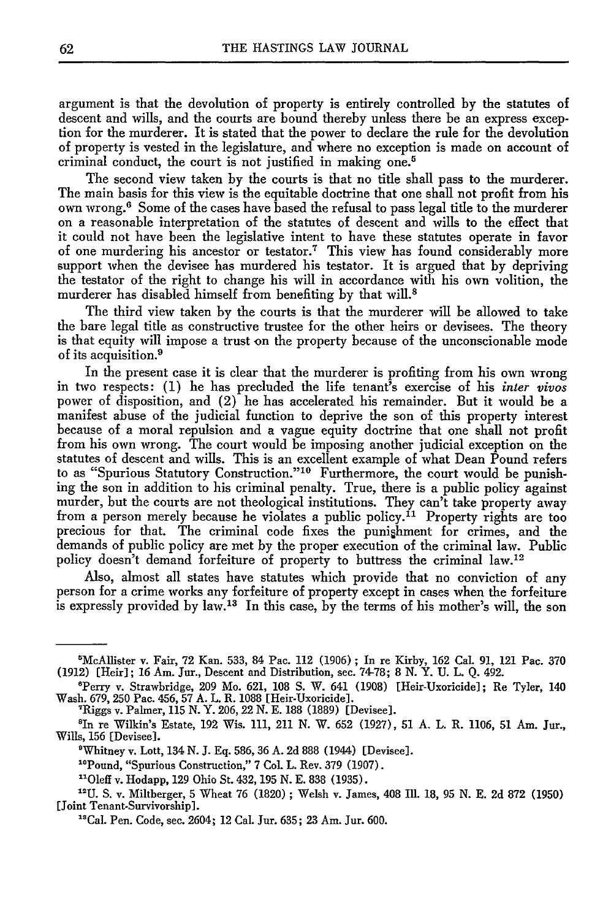argument is that the devolution of property is entirely controlled by the statutes of descent and wills, and the courts are bound thereby unless there be an express exception for the murderer. It is stated that the power to declare the rule for the devolution of property is vested in the legislature, and where no exception is made on account of criminal conduct, the court is not justified in making one.[5]

The second view taken by the courts is that no title shall pass to the murderer. The main basis for this view is the equitable doctrine that one shall not profit from his own wrong.[6] Some of the cases have based the refusal to pass legal title to the murderer on a reasonable interpretation of the statutes of descent and wills to the effect that it could not have been the legislative intent to have these statutes operate in favor of one murdering his ancestor or testator.[7] This view has found considerably more support when the devisee has murdered his testator. It is argued that by depriving the testator of the right to change his will in accordance with his own volition, the murderer has disabled himself from benefiting by that will.[8]

The third view taken by the courts is that the murderer will be allowed to take the bare legal title as constructive trustee for the other heirs or devisees. The theory is that equity will impose a trust on the property because of the unconscionable mode of its acquisition.[9]

In the present case it is clear that the murderer is profiting from his own wrong in two respects: (1) he has precluded the life tenant's exercise of his *inter vivos* power of disposition, and (2) he has accelerated his remainder. But it would be a manifest abuse of the judicial function to deprive the son of this property interest because of a moral repulsion and a vague equity doctrine that one shall not profit from his own wrong. The court would be imposing another judicial exception on the statutes of descent and wills. This is an excellent example of what Dean Pound refers to as "Spurious Statutory Construction."[10] Furthermore, the court would be punishing the son in addition to his criminal penalty. True, there is a public policy against murder, but the courts are not theological institutions. They can't take property away from a person merely because he violates a public policy.[11] Property rights are too precious for that. The criminal code fixes the punishment for crimes, and the demands of public policy are met by the proper execution of the criminal law. Public policy doesn't demand forfeiture of property to buttress the criminal law.[12]

Also, almost all states have statutes which provide that no conviction of any person for a crime works any forfeiture of property except in cases when the forfeiture is expressly provided by law.[13] In this case, by the terms of his mother's will, the son

---

[5]McAllister v. Fair, 72 Kan. 533, 84 Pac. 112 (1906); In re Kirby, 162 Cal. 91, 121 Pac. 370 (1912) [Heir]; 16 Am. Jur., Descent and Distribution, sec. 74-78; 8 N. Y. U. L. Q. 492.

[6]Perry v. Strawbridge, 209 Mo. 621, 108 S. W. 641 (1908) [Heir-Uxoricide]; Re Tyler, 140 Wash. 679, 250 Pac. 456, 57 A. L. R. 1088 [Heir-Uxoricide].

[7]Riggs v. Palmer, 115 N. Y. 206, 22 N. E. 188 (1889) [Devisee].

[8]In re Wilkin's Estate, 192 Wis. 111, 211 N. W. 652 (1927), 51 A. L. R. 1106, 51 Am. Jur., Wills, 156 [Devisee].

[9]Whitney v. Lott, 134 N. J. Eq. 586, 36 A. 2d 888 (1944) [Devisee].

[10]Pound, "Spurious Construction," 7 Col. L. Rev. 379 (1907).

[11]Oleff v. Hodapp, 129 Ohio St. 432, 195 N. E. 838 (1935).

[12]U. S. v. Miltberger, 5 Wheat 76 (1820); Welsh v. James, 408 Ill. 18, 95 N. E. 2d 872 (1950) [Joint Tenant-Survivorship].

[13]Cal. Pen. Code, sec. 2604; 12 Cal. Jur. 635; 23 Am. Jur. 600.